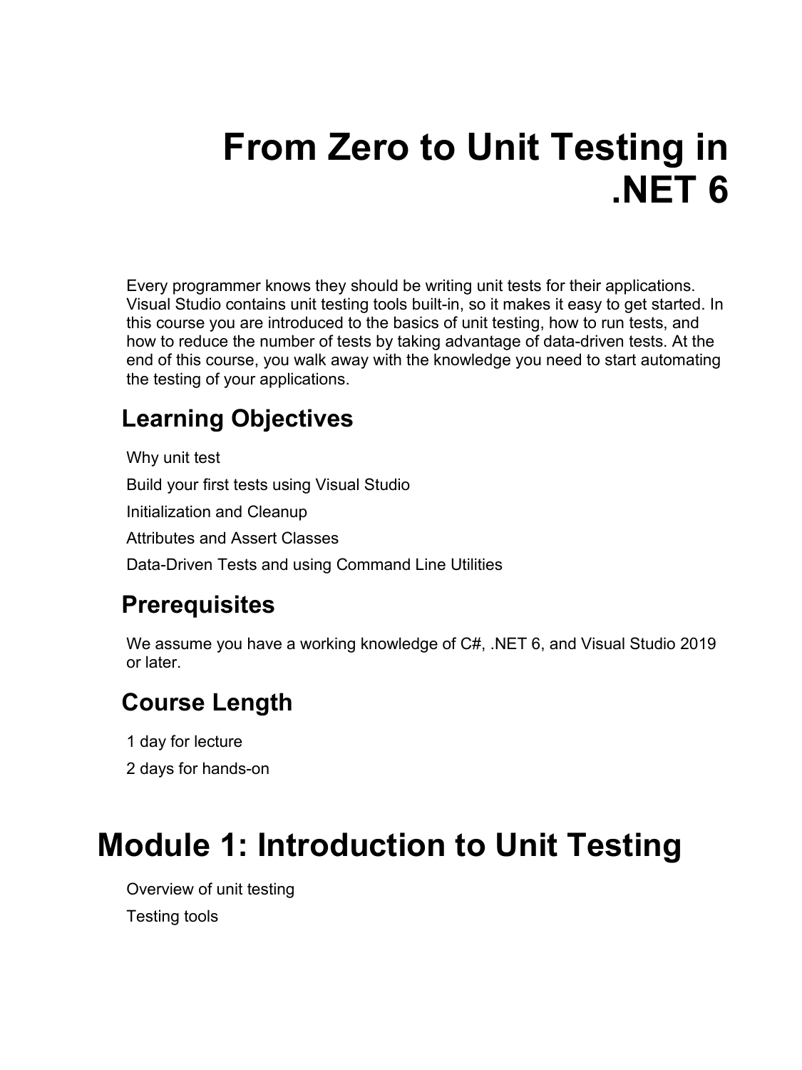# From Zero to Unit Testing in .NET 6

Every programmer knows they should be writing unit tests for their applications. Visual Studio contains unit testing tools built-in, so it makes it easy to get started. In this course you are introduced to the basics of unit testing, how to run tests, and how to reduce the number of tests by taking advantage of data-driven tests. At the end of this course, you walk away with the knowledge you need to start automating the testing of your applications.

## Learning Objectives

Why unit test

Build your first tests using Visual Studio

Initialization and Cleanup

Attributes and Assert Classes

Data-Driven Tests and using Command Line Utilities

## Prerequisites

We assume you have a working knowledge of C#, .NET 6, and Visual Studio 2019 or later.

## Course Length

1 day for lecture

2 days for hands-on

# Module 1: Introduction to Unit Testing

Overview of unit testing

Testing tools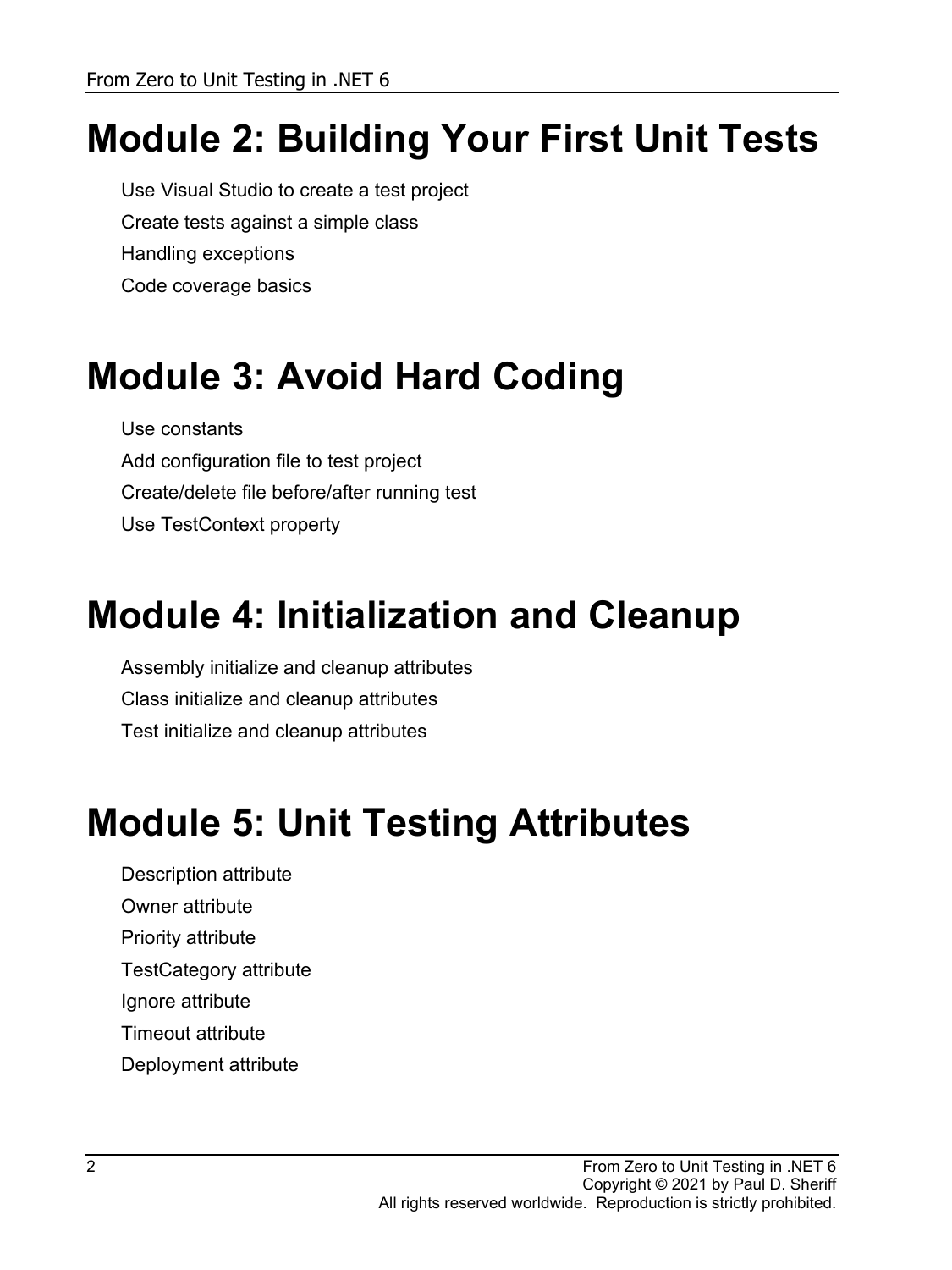# Module 2: Building Your First Unit Tests

Use Visual Studio to create a test project

Create tests against a simple class

Handling exceptions

Code coverage basics

# Module 3: Avoid Hard Coding

Use constants

Add configuration file to test project

Create/delete file before/after running test

Use TestContext property

# Module 4: Initialization and Cleanup

Assembly initialize and cleanup attributes

Class initialize and cleanup attributes

Test initialize and cleanup attributes

# Module 5: Unit Testing Attributes

Description attribute

Owner attribute

Priority attribute

TestCategory attribute

Ignore attribute

Timeout attribute

Deployment attribute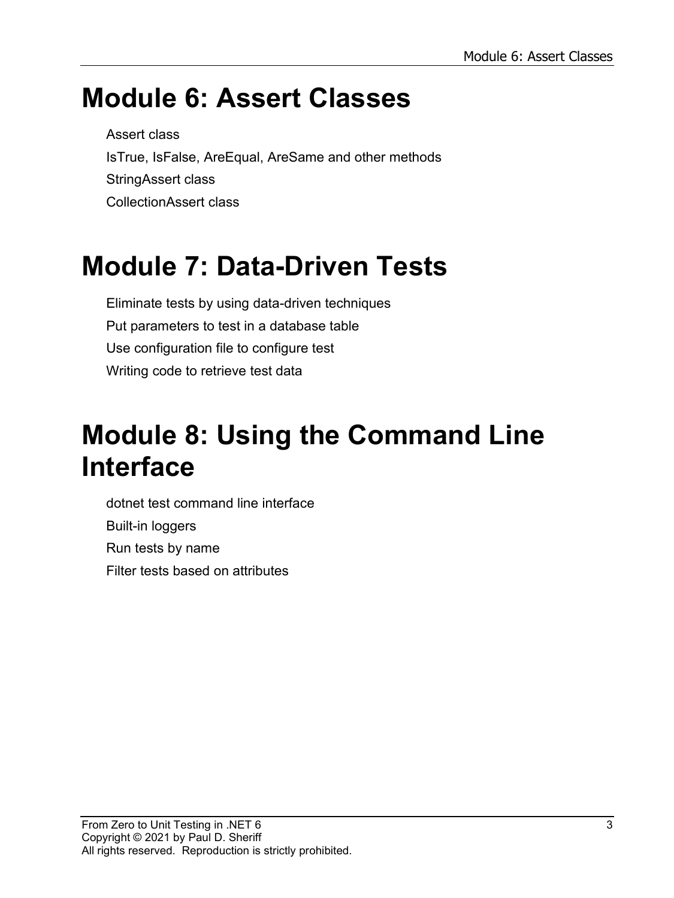# Module 6: Assert Classes

Assert class

IsTrue, IsFalse, AreEqual, AreSame and other methods

StringAssert class

CollectionAssert class

# Module 7: Data-Driven Tests

Eliminate tests by using data-driven techniques

Put parameters to test in a database table

Use configuration file to configure test

Writing code to retrieve test data

# Module 8: Using the Command Line Interface

dotnet test command line interface

Built-in loggers

Run tests by name

Filter tests based on attributes